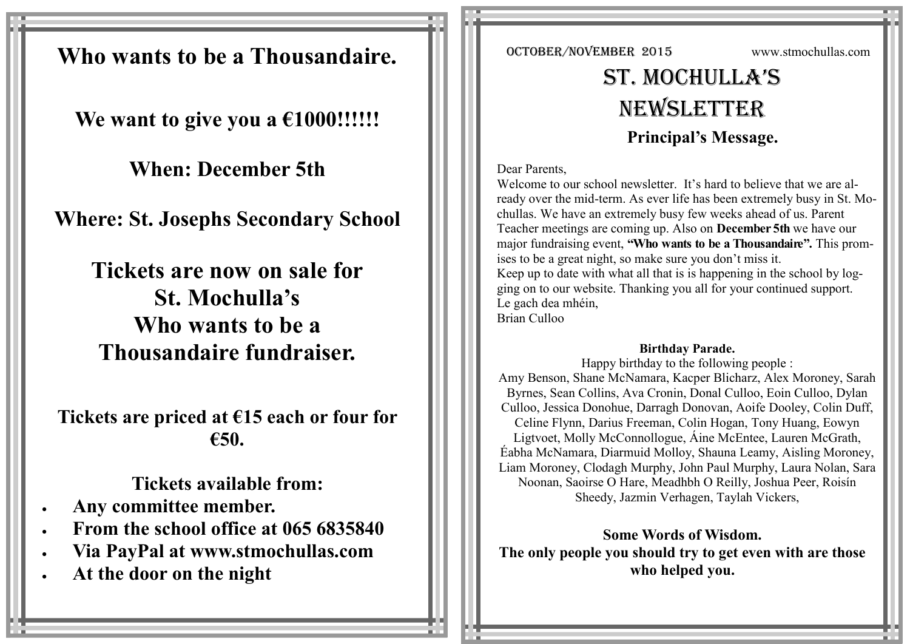# Who wants to be a Thousandaire.

## We want to give you a €1000!!!!!!

## When: December 5th

## Where: St. Josephs Secondary School

## Tickets are now on sale for St. Mochulla's Who wants to be a Thousandaire fundraiser.

**Tickets are priced at €15 each or four for €50.**

**Tickets available from:**

- **Any committee member.**
- **From the school office at 065 6835840**
- **Via PayPal at www.stmochullas.com**
- **At the door on the night**

---

OCTOBER/NOVEMBER 2015 www.stmochullas.com

# ST. MOCHULLA'S NEWSLETTER

## Principal's Message.

Dear Parents,

Welcome to our school newsletter. It's hard to believe that we are already over the mid-term. As ever life has been extremely busy in St. Mochullas. We have an extremely busy few weeks ahead of us. Parent Teacher meetings are coming up. Also on **December 5th** we have our major fundraising event, **"Who wants to be a Thousandaire".** This promises to be a great night, so make sure you don't miss it.

Keep up to date with what all that is is happening in the school by logging on to our website. Thanking you all for your continued support.

Le gach dea mhéin,

Brian Culloo

### Birthday Parade.

Happy birthday to the following people :

Amy Benson, Shane McNamara, Kacper Blicharz, Alex Moroney, Sarah Byrnes, Sean Collins, Ava Cronin, Donal Culloo, Eoin Culloo, Dylan Culloo, Jessica Donohue, Darragh Donovan, Aoife Dooley, Colin Duff, Celine Flynn, Darius Freeman, Colin Hogan, Tony Huang, Eowyn Ligtvoet, Molly McConnollogue, Áine McEntee, Lauren McGrath, Éabha McNamara, Diarmuid Molloy, Shauna Leamy, Aisling Moroney, Liam Moroney, Clodagh Murphy, John Paul Murphy, Laura Nolan, Sara Noonan, Saoirse O Hare, Meadhbh O Reilly, Joshua Peer, Roisín Sheedy, Jazmin Verhagen, Taylah Vickers,

**Some Words of Wisdom.**

**The only people you should try to get even with are those who helped you.**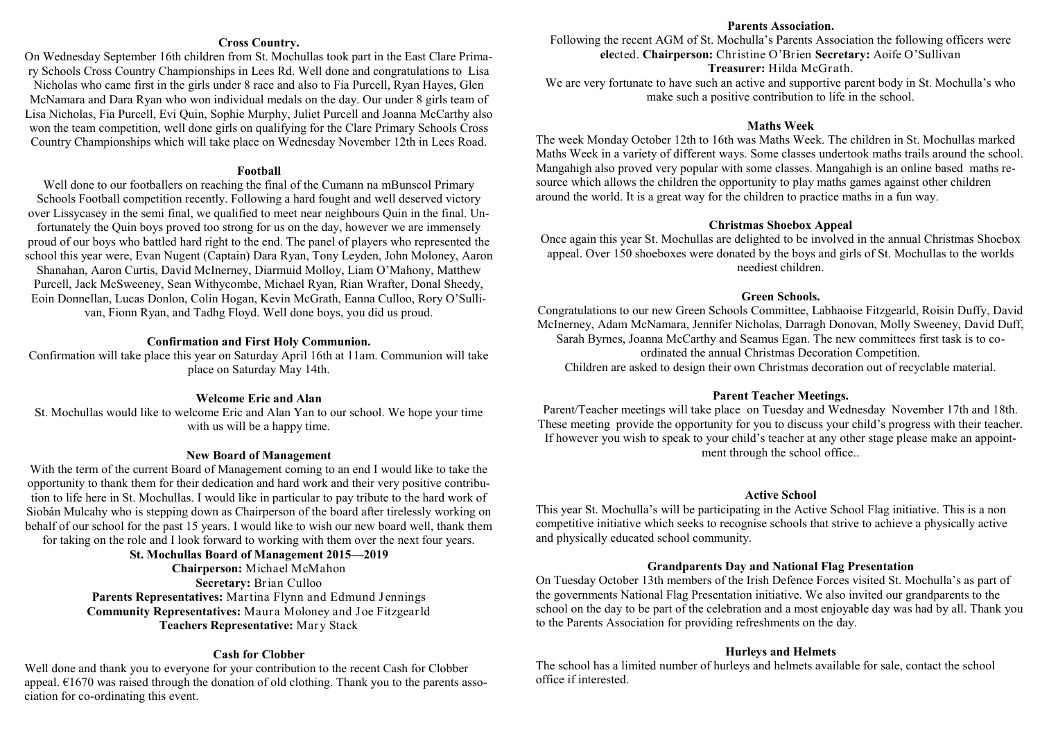### Cross Country.

On Wednesday September 16th children from St. Mochullas took part in the East Clare Primary Schools Cross Country Championships in Lees Rd. Well done and congratulations to Lisa Nicholas who came first in the girls under 8 race and also to Fia Purcell, Ryan Hayes, Glen McNamara and Dara Ryan who won individual medals on the day. Our under 8 girls team of Lisa Nicholas, Fia Purcell, Evi Quin, Sophie Murphy, Juliet Purcell and Joanna McCarthy also won the team competition, well done girls on qualifying for the Clare Primary Schools Cross Country Championships which will take place on Wednesday November 12th in Lees Road.

### Football

Well done to our footballers on reaching the final of the Cumann na mBunscol Primary Schools Football competition recently. Following a hard fought and well deserved victory over Lissycasey in the semi final, we qualified to meet near neighbours Quin in the final. Unfortunately the Quin boys proved too strong for us on the day, however we are immensely proud of our boys who battled hard right to the end. The panel of players who represented the school this year were, Evan Nugent (Captain) Dara Ryan, Tony Leyden, John Moloney, Aaron Shanahan, Aaron Curtis, David McInerney, Diarmuid Molloy, Liam O'Mahony, Matthew Purcell, Jack McSweeney, Sean Withycombe, Michael Ryan, Rian Wrafter, Donal Sheedy, Eoin Donnellan, Lucas Donlon, Colin Hogan, Kevin McGrath, Eanna Culloo, Rory O'Sullivan, Fionn Ryan, and Tadhg Floyd. Well done boys, you did us proud.

### Confirmation and First Holy Communion.

Confirmation will take place this year on Saturday April 16th at 11am. Communion will take place on Saturday May 14th.

### Welcome Eric and Alan

St. Mochullas would like to welcome Eric and Alan Yan to our school. We hope your time with us will be a happy time.

### New Board of Management

With the term of the current Board of Management coming to an end I would like to take the opportunity to thank them for their dedication and hard work and their very positive contribution to life here in St. Mochullas. I would like in particular to pay tribute to the hard work of Siobán Mulcahy who is stepping down as Chairperson of the board after tirelessly working on behalf of our school for the past 15 years. I would like to wish our new board well, thank them for taking on the role and I look forward to working with them over the next four years.

**St. Mochullas Board of Management 2015—2019**

**Chairperson:** Michael McMahon
**Secretary:** Brian Culloo
**Parents Representatives:** Martina Flynn and Edmund Jennings
**Community Representatives:** Maura Moloney and Joe Fitzgearld
**Teachers Representative:** Mary Stack

### Cash for Clobber

Well done and thank you to everyone for your contribution to the recent Cash for Clobber appeal. €1670 was raised through the donation of old clothing. Thank you to the parents association for co-ordinating this event.

### Parents Association.

Following the recent AGM of St. Mochulla's Parents Association the following officers were elected. **Chairperson:** Christine O'Brien **Secretary:** Aoife O'Sullivan
**Treasurer:** Hilda McGrath.

We are very fortunate to have such an active and supportive parent body in St. Mochulla's who make such a positive contribution to life in the school.

### Maths Week

The week Monday October 12th to 16th was Maths Week. The children in St. Mochullas marked Maths Week in a variety of different ways. Some classes undertook maths trails around the school. Mangahigh also proved very popular with some classes. Mangahigh is an online based maths resource which allows the children the opportunity to play maths games against other children around the world. It is a great way for the children to practice maths in a fun way.

### Christmas Shoebox Appeal

Once again this year St. Mochullas are delighted to be involved in the annual Christmas Shoebox appeal. Over 150 shoeboxes were donated by the boys and girls of St. Mochullas to the worlds neediest children.

### Green Schools.

Congratulations to our new Green Schools Committee, Labhaoise Fitzgearld, Roisín Duffy, David McInerney, Adam McNamara, Jennifer Nicholas, Darragh Donovan, Molly Sweeney, David Duff, Sarah Byrnes, Joanna McCarthy and Seamus Egan. The new committees first task is to co-ordinated the annual Christmas Decoration Competition.

Children are asked to design their own Christmas decoration out of recyclable material.

### Parent Teacher Meetings.

Parent/Teacher meetings will take place on Tuesday and Wednesday November 17th and 18th. These meeting provide the opportunity for you to discuss your child's progress with their teacher. If however you wish to speak to your child's teacher at any other stage please make an appointment through the school office..

### Active School

This year St. Mochulla's will be participating in the Active School Flag initiative. This is a non competitive initiative which seeks to recognise schools that strive to achieve a physically active and physically educated school community.

### Grandparents Day and National Flag Presentation

On Tuesday October 13th members of the Irish Defence Forces visited St. Mochulla's as part of the governments National Flag Presentation initiative. We also invited our grandparents to the school on the day to be part of the celebration and a most enjoyable day was had by all. Thank you to the Parents Association for providing refreshments on the day.

### Hurleys and Helmets

The school has a limited number of hurleys and helmets available for sale, contact the school office if interested.